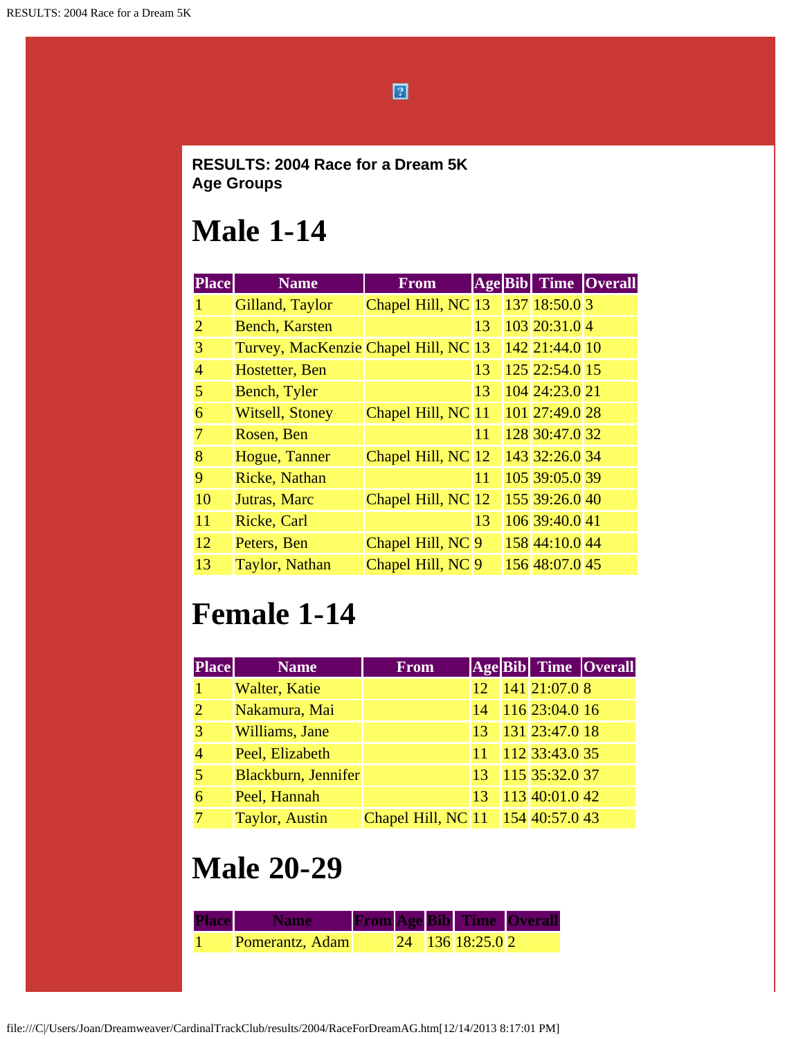**RESULTS: 2004 Race for a Dream 5K**
**Age Groups**

# Male 1-14

| Place | Name | From | Age | Bib | Time | Overall |
|---|---|---|---|---|---|---|
| 1 | Gilland, Taylor | Chapel Hill, NC | 13 | 137 | 18:50.0 | 3 |
| 2 | Bench, Karsten | | 13 | 103 | 20:31.0 | 4 |
| 3 | Turvey, MacKenzie | Chapel Hill, NC | 13 | 142 | 21:44.0 | 10 |
| 4 | Hostetter, Ben | | 13 | 125 | 22:54.0 | 15 |
| 5 | Bench, Tyler | | 13 | 104 | 24:23.0 | 21 |
| 6 | Witsell, Stoney | Chapel Hill, NC | 11 | 101 | 27:49.0 | 28 |
| 7 | Rosen, Ben | | 11 | 128 | 30:47.0 | 32 |
| 8 | Hogue, Tanner | Chapel Hill, NC | 12 | 143 | 32:26.0 | 34 |
| 9 | Ricke, Nathan | | 11 | 105 | 39:05.0 | 39 |
| 10 | Jutras, Marc | Chapel Hill, NC | 12 | 155 | 39:26.0 | 40 |
| 11 | Ricke, Carl | | 13 | 106 | 39:40.0 | 41 |
| 12 | Peters, Ben | Chapel Hill, NC | 9 | 158 | 44:10.0 | 44 |
| 13 | Taylor, Nathan | Chapel Hill, NC | 9 | 156 | 48:07.0 | 45 |

# Female 1-14

| Place | Name | From | Age | Bib | Time | Overall |
|---|---|---|---|---|---|---|
| 1 | Walter, Katie | | 12 | 141 | 21:07.0 | 8 |
| 2 | Nakamura, Mai | | 14 | 116 | 23:04.0 | 16 |
| 3 | Williams, Jane | | 13 | 131 | 23:47.0 | 18 |
| 4 | Peel, Elizabeth | | 11 | 112 | 33:43.0 | 35 |
| 5 | Blackburn, Jennifer | | 13 | 115 | 35:32.0 | 37 |
| 6 | Peel, Hannah | | 13 | 113 | 40:01.0 | 42 |
| 7 | Taylor, Austin | Chapel Hill, NC | 11 | 154 | 40:57.0 | 43 |

# Male 20-29

| Place | Name | From | Age | Bib | Time | Overall |
|---|---|---|---|---|---|---|
| 1 | Pomerantz, Adam | | 24 | 136 | 18:25.0 | 2 |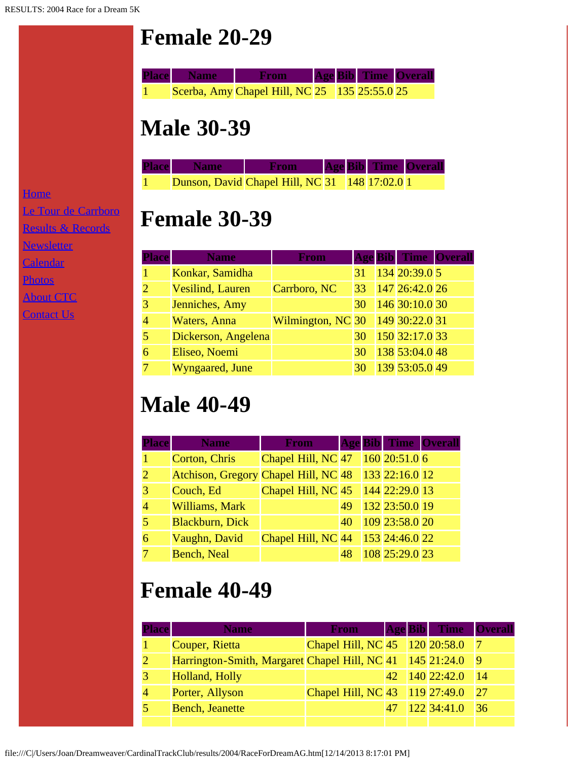Home

Le Tour de Carrboro

Results & Records

Newsletter

Calendar

Photos

About CTC

Contact Us

# Female 20-29

| Place | Name | From | Age | Bib | Time | Overall |
|---|---|---|---|---|---|---|
| 1 | Scerba, Amy | Chapel Hill, NC | 25 | 135 | 25:55.0 | 25 |

# Male 30-39

| Place | Name | From | Age | Bib | Time | Overall |
|---|---|---|---|---|---|---|
| 1 | Dunson, David | Chapel Hill, NC | 31 | 148 | 17:02.0 | 1 |

# Female 30-39

| Place | Name | From | Age | Bib | Time | Overall |
|---|---|---|---|---|---|---|
| 1 | Konkar, Samidha | | 31 | 134 | 20:39.0 | 5 |
| 2 | Vesilind, Lauren | Carrboro, NC | 33 | 147 | 26:42.0 | 26 |
| 3 | Jenniches, Amy | | 30 | 146 | 30:10.0 | 30 |
| 4 | Waters, Anna | Wilmington, NC | 30 | 149 | 30:22.0 | 31 |
| 5 | Dickerson, Angelena | | 30 | 150 | 32:17.0 | 33 |
| 6 | Eliseo, Noemi | | 30 | 138 | 53:04.0 | 48 |
| 7 | Wyngaared, June | | 30 | 139 | 53:05.0 | 49 |

# Male 40-49

| Place | Name | From | Age | Bib | Time | Overall |
|---|---|---|---|---|---|---|
| 1 | Corton, Chris | Chapel Hill, NC | 47 | 160 | 20:51.0 | 6 |
| 2 | Atchison, Gregory | Chapel Hill, NC | 48 | 133 | 22:16.0 | 12 |
| 3 | Couch, Ed | Chapel Hill, NC | 45 | 144 | 22:29.0 | 13 |
| 4 | Williams, Mark | | 49 | 132 | 23:50.0 | 19 |
| 5 | Blackburn, Dick | | 40 | 109 | 23:58.0 | 20 |
| 6 | Vaughn, David | Chapel Hill, NC | 44 | 153 | 24:46.0 | 22 |
| 7 | Bench, Neal | | 48 | 108 | 25:29.0 | 23 |

# Female 40-49

| Place | Name | From | Age | Bib | Time | Overall |
|---|---|---|---|---|---|---|
| 1 | Couper, Rietta | Chapel Hill, NC | 45 | 120 | 20:58.0 | 7 |
| 2 | Harrington-Smith, Margaret | Chapel Hill, NC | 41 | 145 | 21:24.0 | 9 |
| 3 | Holland, Holly | | 42 | 140 | 22:42.0 | 14 |
| 4 | Porter, Allyson | Chapel Hill, NC | 43 | 119 | 27:49.0 | 27 |
| 5 | Bench, Jeanette | | 47 | 122 | 34:41.0 | 36 |
| | | | | | | |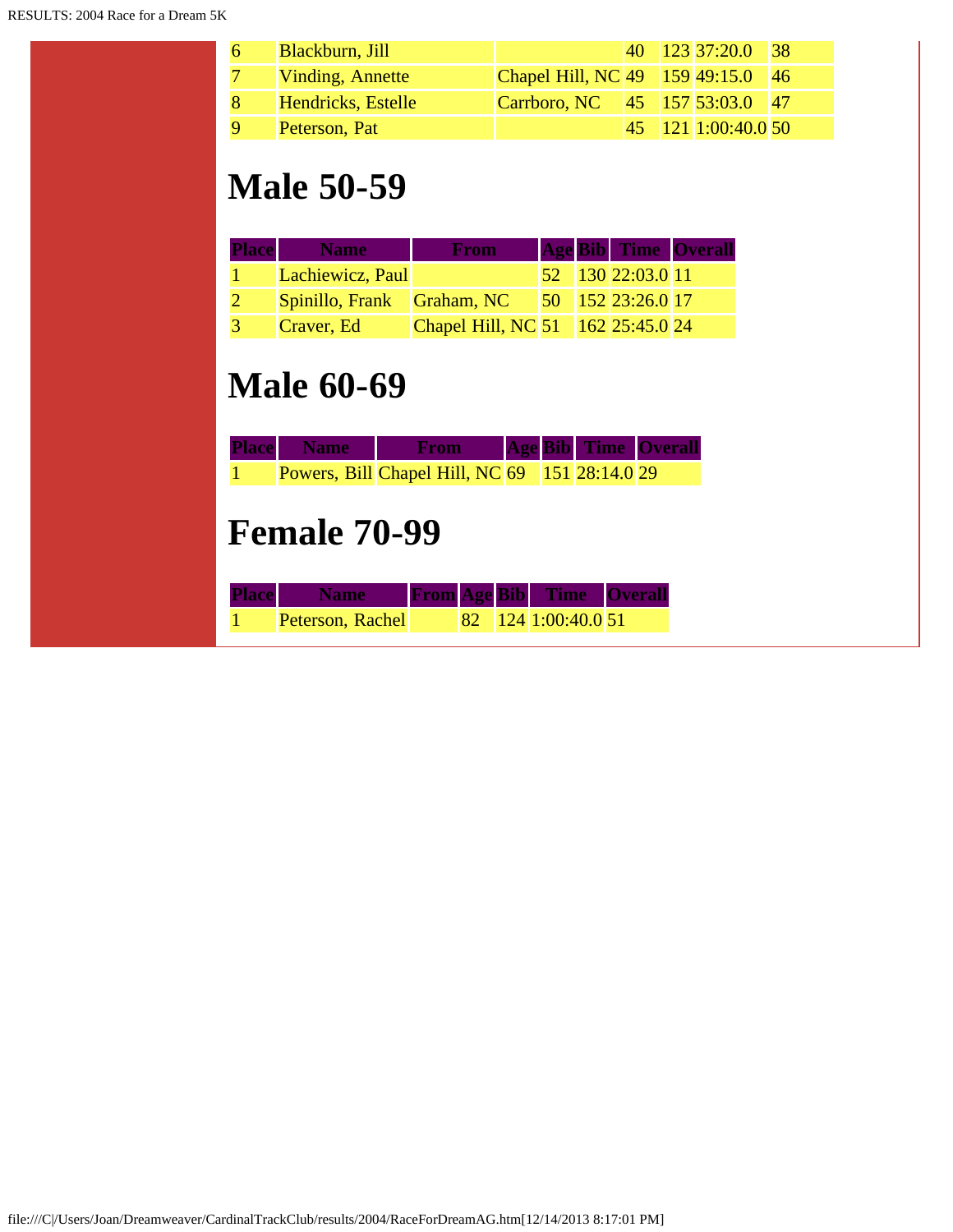| | | | | | | |
|---|---|---|---|---|---|---|
| 6 | Blackburn, Jill | | 40 | 123 | 37:20.0 | 38 |
| 7 | Vinding, Annette | Chapel Hill, NC | 49 | 159 | 49:15.0 | 46 |
| 8 | Hendricks, Estelle | Carrboro, NC | 45 | 157 | 53:03.0 | 47 |
| 9 | Peterson, Pat | | 45 | 121 | 1:00:40.0 | 50 |

# Male 50-59

| Place | Name | From | Age | Bib | Time | Overall |
|---|---|---|---|---|---|---|
| 1 | Lachiewicz, Paul | | 52 | 130 | 22:03.0 | 11 |
| 2 | Spinillo, Frank | Graham, NC | 50 | 152 | 23:26.0 | 17 |
| 3 | Craver, Ed | Chapel Hill, NC | 51 | 162 | 25:45.0 | 24 |

# Male 60-69

| Place | Name | From | Age | Bib | Time | Overall |
|---|---|---|---|---|---|---|
| 1 | Powers, Bill | Chapel Hill, NC | 69 | 151 | 28:14.0 | 29 |

# Female 70-99

| Place | Name | From | Age | Bib | Time | Overall |
|---|---|---|---|---|---|---|
| 1 | Peterson, Rachel | | 82 | 124 | 1:00:40.0 | 51 |